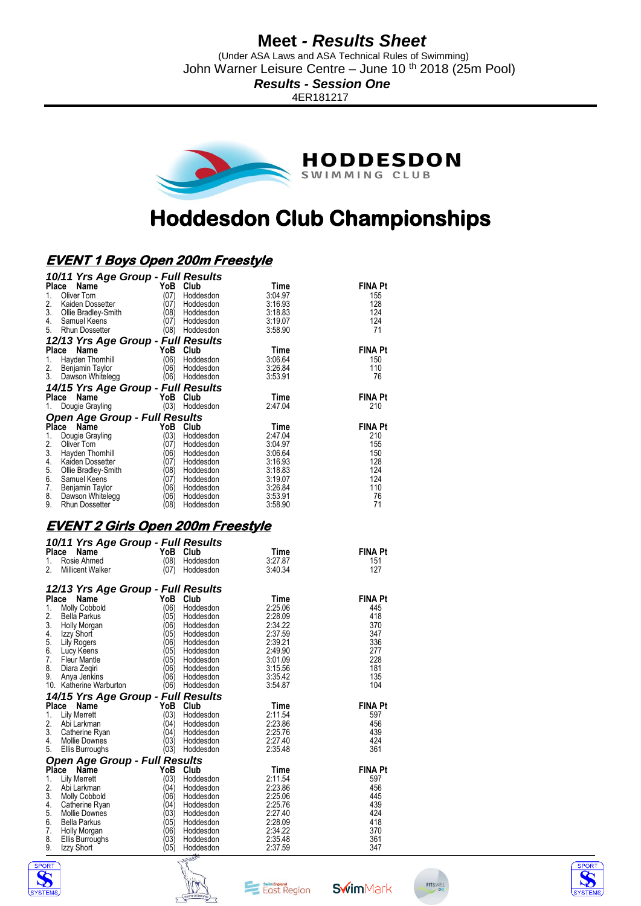# Meet - *Results Sheet*

(Under ASA Laws and ASA Technical Rules of Swimming)

John Warner Leisure Centre – June 10 th 2018 (25m Pool)

***Results - Session One***

4ER181217

HODDESDON SWIMMING CLUB

# Hoddesdon Club Championships

## EVENT 1 Boys Open 200m Freestyle

### 10/11 Yrs Age Group - Full Results

| Place | Name | YoB | Club | Time | FINA Pt |
|---|---|---|---|---|---|
| 1. | Oliver Tom | (07) | Hoddesdon | 3:04.97 | 155 |
| 2. | Kaiden Dossetter | (07) | Hoddesdon | 3:16.93 | 128 |
| 3. | Ollie Bradley-Smith | (08) | Hoddesdon | 3:18.83 | 124 |
| 4. | Samuel Keens | (07) | Hoddesdon | 3:19.07 | 124 |
| 5. | Rhun Dossetter | (08) | Hoddesdon | 3:58.90 | 71 |

### 12/13 Yrs Age Group - Full Results

| Place | Name | YoB | Club | Time | FINA Pt |
|---|---|---|---|---|---|
| 1. | Hayden Thornhill | (06) | Hoddesdon | 3:06.64 | 150 |
| 2. | Benjamin Taylor | (06) | Hoddesdon | 3:26.84 | 110 |
| 3. | Dawson Whitelegg | (06) | Hoddesdon | 3:53.91 | 76 |

### 14/15 Yrs Age Group - Full Results

| Place | Name | YoB | Club | Time | FINA Pt |
|---|---|---|---|---|---|
| 1. | Dougie Grayling | (03) | Hoddesdon | 2:47.04 | 210 |

### Open Age Group - Full Results

| Place | Name | YoB | Club | Time | FINA Pt |
|---|---|---|---|---|---|
| 1. | Dougie Grayling | (03) | Hoddesdon | 2:47.04 | 210 |
| 2. | Oliver Tom | (07) | Hoddesdon | 3:04.97 | 155 |
| 3. | Hayden Thornhill | (06) | Hoddesdon | 3:06.64 | 150 |
| 4. | Kaiden Dossetter | (07) | Hoddesdon | 3:16.93 | 128 |
| 5. | Ollie Bradley-Smith | (08) | Hoddesdon | 3:18.83 | 124 |
| 6. | Samuel Keens | (07) | Hoddesdon | 3:19.07 | 124 |
| 7. | Benjamin Taylor | (06) | Hoddesdon | 3:26.84 | 110 |
| 8. | Dawson Whitelegg | (06) | Hoddesdon | 3:53.91 | 76 |
| 9. | Rhun Dossetter | (08) | Hoddesdon | 3:58.90 | 71 |

## EVENT 2 Girls Open 200m Freestyle

### 10/11 Yrs Age Group - Full Results

| Place | Name | YoB | Club | Time | FINA Pt |
|---|---|---|---|---|---|
| 1. | Rosie Ahmed | (08) | Hoddesdon | 3:27.87 | 151 |
| 2. | Millicent Walker | (07) | Hoddesdon | 3:40.34 | 127 |

### 12/13 Yrs Age Group - Full Results

| Place | Name | YoB | Club | Time | FINA Pt |
|---|---|---|---|---|---|
| 1. | Molly Cobbold | (06) | Hoddesdon | 2:25.06 | 445 |
| 2. | Bella Parkus | (05) | Hoddesdon | 2:28.09 | 418 |
| 3. | Holly Morgan | (06) | Hoddesdon | 2:34.22 | 370 |
| 4. | Izzy Short | (05) | Hoddesdon | 2:37.59 | 347 |
| 5. | Lily Rogers | (06) | Hoddesdon | 2:39.21 | 336 |
| 6. | Lucy Keens | (05) | Hoddesdon | 2:49.90 | 277 |
| 7. | Fleur Mantle | (05) | Hoddesdon | 3:01.09 | 228 |
| 8. | Diara Zeqiri | (06) | Hoddesdon | 3:15.56 | 181 |
| 9. | Anya Jenkins | (06) | Hoddesdon | 3:35.42 | 135 |
| 10. | Katherine Warburton | (06) | Hoddesdon | 3:54.87 | 104 |

### 14/15 Yrs Age Group - Full Results

| Place | Name | YoB | Club | Time | FINA Pt |
|---|---|---|---|---|---|
| 1. | Lily Merrett | (03) | Hoddesdon | 2:11.54 | 597 |
| 2. | Abi Larkman | (04) | Hoddesdon | 2:23.86 | 456 |
| 3. | Catherine Ryan | (04) | Hoddesdon | 2:25.76 | 439 |
| 4. | Mollie Downes | (03) | Hoddesdon | 2:27.40 | 424 |
| 5. | Ellis Burroughs | (03) | Hoddesdon | 2:35.48 | 361 |

### Open Age Group - Full Results

| Place | Name | YoB | Club | Time | FINA Pt |
|---|---|---|---|---|---|
| 1. | Lily Merrett | (03) | Hoddesdon | 2:11.54 | 597 |
| 2. | Abi Larkman | (04) | Hoddesdon | 2:23.86 | 456 |
| 3. | Molly Cobbold | (06) | Hoddesdon | 2:25.06 | 445 |
| 4. | Catherine Ryan | (04) | Hoddesdon | 2:25.76 | 439 |
| 5. | Mollie Downes | (03) | Hoddesdon | 2:27.40 | 424 |
| 6. | Bella Parkus | (05) | Hoddesdon | 2:28.09 | 418 |
| 7. | Holly Morgan | (06) | Hoddesdon | 2:34.22 | 370 |
| 8. | Ellis Burroughs | (03) | Hoddesdon | 2:35.48 | 361 |
| 9. | Izzy Short | (05) | Hoddesdon | 2:37.59 | 347 |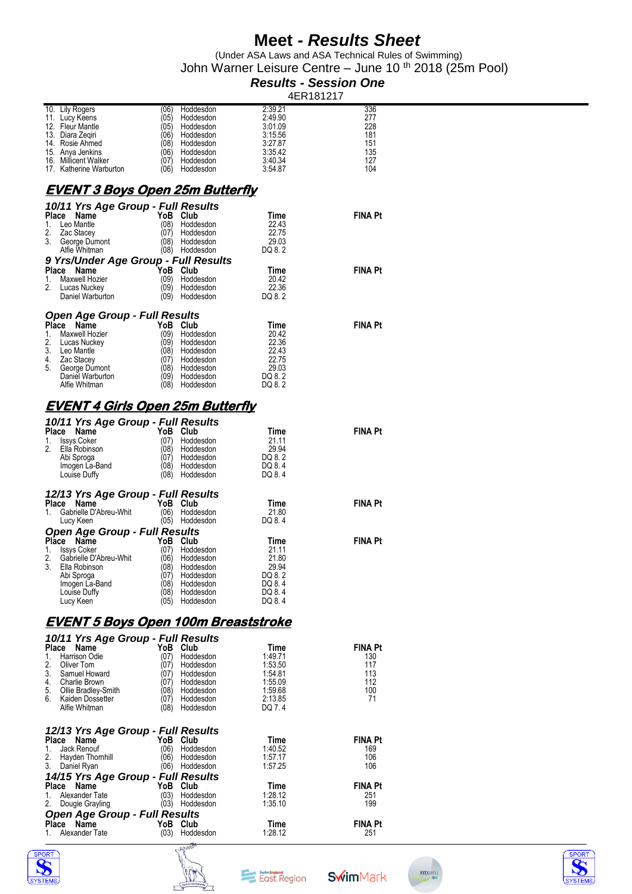# Meet - *Results Sheet*

(Under ASA Laws and ASA Technical Rules of Swimming)

John Warner Leisure Centre – June 10 th 2018 (25m Pool)

***Results - Session One***

4ER181217

| Place | Name | YoB | Club | Time | FINA Pt |
|---|---|---|---|---|---|
| 10. | Lily Rogers | (06) | Hoddesdon | 2:39.21 | 336 |
| 11. | Lucy Keens | (05) | Hoddesdon | 2:49.90 | 277 |
| 12. | Fleur Mantle | (05) | Hoddesdon | 3:01.09 | 228 |
| 13. | Diara Zeqiri | (06) | Hoddesdon | 3:15.56 | 181 |
| 14. | Rosie Ahmed | (08) | Hoddesdon | 3:27.87 | 151 |
| 15. | Anya Jenkins | (06) | Hoddesdon | 3:35.42 | 135 |
| 16. | Millicent Walker | (07) | Hoddesdon | 3:40.34 | 127 |
| 17. | Katherine Warburton | (06) | Hoddesdon | 3:54.87 | 104 |

## EVENT 3 Boys Open 25m Butterfly

### 10/11 Yrs Age Group - Full Results

| Place | Name | YoB | Club | Time | FINA Pt |
|---|---|---|---|---|---|
| 1. | Leo Mantle | (08) | Hoddesdon | 22.43 | |
| 2. | Zac Stacey | (07) | Hoddesdon | 22.75 | |
| 3. | George Dumont | (08) | Hoddesdon | 29.03 | |
| | Alfie Whitman | (08) | Hoddesdon | DQ 8. 2 | |

### 9 Yrs/Under Age Group - Full Results

| Place | Name | YoB | Club | Time | FINA Pt |
|---|---|---|---|---|---|
| 1. | Maxwell Hozier | (09) | Hoddesdon | 20.42 | |
| 2. | Lucas Nuckey | (09) | Hoddesdon | 22.36 | |
| | Daniel Warburton | (09) | Hoddesdon | DQ 8. 2 | |

### Open Age Group - Full Results

| Place | Name | YoB | Club | Time | FINA Pt |
|---|---|---|---|---|---|
| 1. | Maxwell Hozier | (09) | Hoddesdon | 20.42 | |
| 2. | Lucas Nuckey | (09) | Hoddesdon | 22.36 | |
| 3. | Leo Mantle | (08) | Hoddesdon | 22.43 | |
| 4. | Zac Stacey | (07) | Hoddesdon | 22.75 | |
| 5. | George Dumont | (08) | Hoddesdon | 29.03 | |
| | Daniel Warburton | (09) | Hoddesdon | DQ 8. 2 | |
| | Alfie Whitman | (08) | Hoddesdon | DQ 8. 2 | |

## EVENT 4 Girls Open 25m Butterfly

### 10/11 Yrs Age Group - Full Results

| Place | Name | YoB | Club | Time | FINA Pt |
|---|---|---|---|---|---|
| 1. | Issys Coker | (07) | Hoddesdon | 21.11 | |
| 2. | Ella Robinson | (08) | Hoddesdon | 29.94 | |
| | Abi Sproga | (07) | Hoddesdon | DQ 8. 2 | |
| | Imogen La-Band | (08) | Hoddesdon | DQ 8. 4 | |
| | Louise Duffy | (08) | Hoddesdon | DQ 8. 4 | |

### 12/13 Yrs Age Group - Full Results

| Place | Name | YoB | Club | Time | FINA Pt |
|---|---|---|---|---|---|
| 1. | Gabrielle D'Abreu-Whit | (06) | Hoddesdon | 21.80 | |
| | Lucy Keen | (05) | Hoddesdon | DQ 8. 4 | |

### Open Age Group - Full Results

| Place | Name | YoB | Club | Time | FINA Pt |
|---|---|---|---|---|---|
| 1. | Issys Coker | (07) | Hoddesdon | 21.11 | |
| 2. | Gabrielle D'Abreu-Whit | (06) | Hoddesdon | 21.80 | |
| 3. | Ella Robinson | (08) | Hoddesdon | 29.94 | |
| | Abi Sproga | (07) | Hoddesdon | DQ 8. 2 | |
| | Imogen La-Band | (08) | Hoddesdon | DQ 8. 4 | |
| | Louise Duffy | (08) | Hoddesdon | DQ 8. 4 | |
| | Lucy Keen | (05) | Hoddesdon | DQ 8. 4 | |

## EVENT 5 Boys Open 100m Breaststroke

### 10/11 Yrs Age Group - Full Results

| Place | Name | YoB | Club | Time | FINA Pt |
|---|---|---|---|---|---|
| 1. | Harrison Odie | (07) | Hoddesdon | 1:49.71 | 130 |
| 2. | Oliver Tom | (07) | Hoddesdon | 1:53.50 | 117 |
| 3. | Samuel Howard | (07) | Hoddesdon | 1:54.81 | 113 |
| 4. | Charlie Brown | (07) | Hoddesdon | 1:55.09 | 112 |
| 5. | Ollie Bradley-Smith | (08) | Hoddesdon | 1:59.68 | 100 |
| 6. | Kaiden Dossetter | (07) | Hoddesdon | 2:13.85 | 71 |
| | Alfie Whitman | (08) | Hoddesdon | DQ 7. 4 | |

### 12/13 Yrs Age Group - Full Results

| Place | Name | YoB | Club | Time | FINA Pt |
|---|---|---|---|---|---|
| 1. | Jack Renouf | (06) | Hoddesdon | 1:40.52 | 169 |
| 2. | Hayden Thornhill | (06) | Hoddesdon | 1:57.17 | 106 |
| 3. | Daniel Ryan | (06) | Hoddesdon | 1:57.25 | 106 |

### 14/15 Yrs Age Group - Full Results

| Place | Name | YoB | Club | Time | FINA Pt |
|---|---|---|---|---|---|
| 1. | Alexander Tate | (03) | Hoddesdon | 1:28.12 | 251 |
| 2. | Dougie Grayling | (03) | Hoddesdon | 1:35.10 | 199 |

### Open Age Group - Full Results

| Place | Name | YoB | Club | Time | FINA Pt |
|---|---|---|---|---|---|
| 1. | Alexander Tate | (03) | Hoddesdon | 1:28.12 | 251 |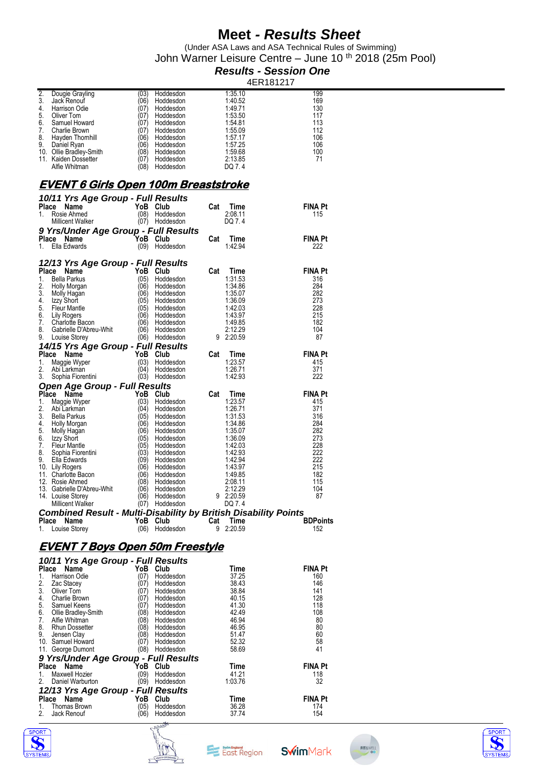# Meet - *Results Sheet*

(Under ASA Laws and ASA Technical Rules of Swimming)
John Warner Leisure Centre – June 10 th 2018 (25m Pool)

***Results - Session One***

4ER181217

| Place | Name | YoB | Club | Time | FINA Pt |
|---|---|---|---|---|---|
| 2. | Dougie Grayling | (03) | Hoddesdon | 1:35.10 | 199 |
| 3. | Jack Renouf | (06) | Hoddesdon | 1:40.52 | 169 |
| 4. | Harrison Odie | (07) | Hoddesdon | 1:49.71 | 130 |
| 5. | Oliver Tom | (07) | Hoddesdon | 1:53.50 | 117 |
| 6. | Samuel Howard | (07) | Hoddesdon | 1:54.81 | 113 |
| 7. | Charlie Brown | (07) | Hoddesdon | 1:55.09 | 112 |
| 8. | Hayden Thornhill | (06) | Hoddesdon | 1:57.17 | 106 |
| 9. | Daniel Ryan | (06) | Hoddesdon | 1:57.25 | 106 |
| 10. | Ollie Bradley-Smith | (08) | Hoddesdon | 1:59.68 | 100 |
| 11. | Kaiden Dossetter | (07) | Hoddesdon | 2:13.85 | 71 |
| | Alfie Whitman | (08) | Hoddesdon | DQ 7.4 | |

## EVENT 6 Girls Open 100m Breaststroke

### 10/11 Yrs Age Group - Full Results

| Place | Name | YoB | Club | Cat | Time | FINA Pt |
|---|---|---|---|---|---|---|
| 1. | Rosie Ahmed | (08) | Hoddesdon | | 2:08.11 | 115 |
| | Millicent Walker | (07) | Hoddesdon | | DQ 7.4 | |

### 9 Yrs/Under Age Group - Full Results

| Place | Name | YoB | Club | Cat | Time | FINA Pt |
|---|---|---|---|---|---|---|
| 1. | Ella Edwards | (09) | Hoddesdon | | 1:42.94 | 222 |

### 12/13 Yrs Age Group - Full Results

| Place | Name | YoB | Club | Cat | Time | FINA Pt |
|---|---|---|---|---|---|---|
| 1. | Bella Parkus | (05) | Hoddesdon | | 1:31.53 | 316 |
| 2. | Holly Morgan | (06) | Hoddesdon | | 1:34.86 | 284 |
| 3. | Molly Hagan | (06) | Hoddesdon | | 1:35.07 | 282 |
| 4. | Izzy Short | (05) | Hoddesdon | | 1:36.09 | 273 |
| 5. | Fleur Mantle | (05) | Hoddesdon | | 1:42.03 | 228 |
| 6. | Lily Rogers | (06) | Hoddesdon | | 1:43.97 | 215 |
| 7. | Charlotte Bacon | (06) | Hoddesdon | | 1:49.85 | 182 |
| 8. | Gabrielle D'Abreu-Whit | (06) | Hoddesdon | | 2:12.29 | 104 |
| 9. | Louise Storey | (06) | Hoddesdon | 9 | 2:20.59 | 87 |

### 14/15 Yrs Age Group - Full Results

| Place | Name | YoB | Club | Cat | Time | FINA Pt |
|---|---|---|---|---|---|---|
| 1. | Maggie Wyper | (03) | Hoddesdon | | 1:23.57 | 415 |
| 2. | Abi Larkman | (04) | Hoddesdon | | 1:26.71 | 371 |
| 3. | Sophia Fiorentini | (03) | Hoddesdon | | 1:42.93 | 222 |

### Open Age Group - Full Results

| Place | Name | YoB | Club | Cat | Time | FINA Pt |
|---|---|---|---|---|---|---|
| 1. | Maggie Wyper | (03) | Hoddesdon | | 1:23.57 | 415 |
| 2. | Abi Larkman | (04) | Hoddesdon | | 1:26.71 | 371 |
| 3. | Bella Parkus | (05) | Hoddesdon | | 1:31.53 | 316 |
| 4. | Holly Morgan | (06) | Hoddesdon | | 1:34.86 | 284 |
| 5. | Molly Hagan | (06) | Hoddesdon | | 1:35.07 | 282 |
| 6. | Izzy Short | (05) | Hoddesdon | | 1:36.09 | 273 |
| 7. | Fleur Mantle | (05) | Hoddesdon | | 1:42.03 | 228 |
| 8. | Sophia Fiorentini | (03) | Hoddesdon | | 1:42.93 | 222 |
| 9. | Ella Edwards | (09) | Hoddesdon | | 1:42.94 | 222 |
| 10. | Lily Rogers | (06) | Hoddesdon | | 1:43.97 | 215 |
| 11. | Charlotte Bacon | (06) | Hoddesdon | | 1:49.85 | 182 |
| 12. | Rosie Ahmed | (08) | Hoddesdon | | 2:08.11 | 115 |
| 13. | Gabrielle D'Abreu-Whit | (06) | Hoddesdon | | 2:12.29 | 104 |
| 14. | Louise Storey | (06) | Hoddesdon | 9 | 2:20.59 | 87 |
| | Millicent Walker | (07) | Hoddesdon | | DQ 7.4 | |

### Combined Result - Multi-Disability by British Disability Points

| Place | Name | YoB | Club | Cat | Time | BDPoints |
|---|---|---|---|---|---|---|
| 1. | Louise Storey | (06) | Hoddesdon | 9 | 2:20.59 | 152 |

## EVENT 7 Boys Open 50m Freestyle

### 10/11 Yrs Age Group - Full Results

| Place | Name | YoB | Club | Time | FINA Pt |
|---|---|---|---|---|---|
| 1. | Harrison Odie | (07) | Hoddesdon | 37.25 | 160 |
| 2. | Zac Stacey | (07) | Hoddesdon | 38.43 | 146 |
| 3. | Oliver Tom | (07) | Hoddesdon | 38.84 | 141 |
| 4. | Charlie Brown | (07) | Hoddesdon | 40.15 | 128 |
| 5. | Samuel Keens | (07) | Hoddesdon | 41.30 | 118 |
| 6. | Ollie Bradley-Smith | (08) | Hoddesdon | 42.49 | 108 |
| 7. | Alfie Whitman | (08) | Hoddesdon | 46.94 | 80 |
| 8. | Rhun Dossetter | (08) | Hoddesdon | 46.95 | 80 |
| 9. | Jensen Clay | (08) | Hoddesdon | 51.47 | 60 |
| 10. | Samuel Howard | (07) | Hoddesdon | 52.32 | 58 |
| 11. | George Dumont | (08) | Hoddesdon | 58.69 | 41 |

### 9 Yrs/Under Age Group - Full Results

| Place | Name | YoB | Club | Time | FINA Pt |
|---|---|---|---|---|---|
| 1. | Maxwell Hozier | (09) | Hoddesdon | 41.21 | 118 |
| 2. | Daniel Warburton | (09) | Hoddesdon | 1:03.76 | 32 |

### 12/13 Yrs Age Group - Full Results

| Place | Name | YoB | Club | Time | FINA Pt |
|---|---|---|---|---|---|
| 1. | Thomas Brown | (05) | Hoddesdon | 36.28 | 174 |
| 2. | Jack Renouf | (06) | Hoddesdon | 37.74 | 154 |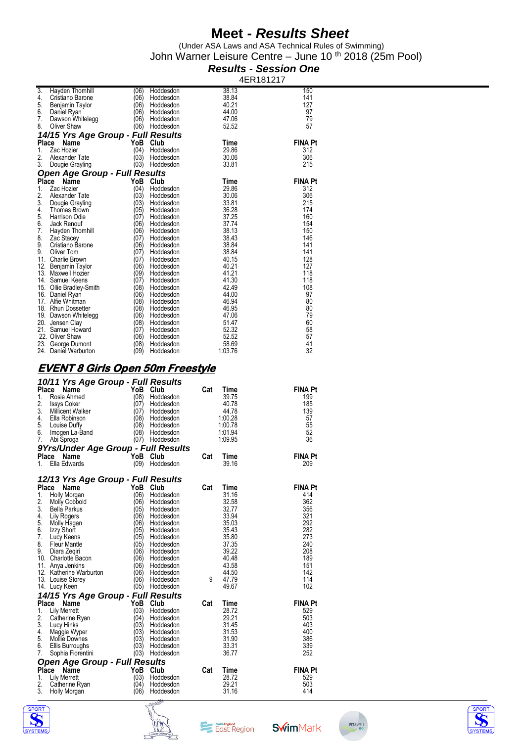# Meet - *Results Sheet*

(Under ASA Laws and ASA Technical Rules of Swimming)
John Warner Leisure Centre – June 10 th 2018 (25m Pool)

***Results - Session One***

4ER181217

| Place | Name | YoB | Club | Time | FINA Pt |
|---|---|---|---|---|---|
| 3. | Hayden Thornhill | (06) | Hoddesdon | 38.13 | 150 |
| 4. | Cristiano Barone | (06) | Hoddesdon | 38.84 | 141 |
| 5. | Benjamin Taylor | (06) | Hoddesdon | 40.21 | 127 |
| 6. | Daniel Ryan | (06) | Hoddesdon | 44.00 | 97 |
| 7. | Dawson Whitelegg | (06) | Hoddesdon | 47.06 | 79 |
| 8. | Oliver Shaw | (06) | Hoddesdon | 52.52 | 57 |

### *14/15 Yrs Age Group - Full Results*

| Place | Name | YoB | Club | Time | FINA Pt |
|---|---|---|---|---|---|
| 1. | Zac Hozier | (04) | Hoddesdon | 29.86 | 312 |
| 2. | Alexander Tate | (03) | Hoddesdon | 30.06 | 306 |
| 3. | Dougie Grayling | (03) | Hoddesdon | 33.81 | 215 |

### *Open Age Group - Full Results*

| Place | Name | YoB | Club | Time | FINA Pt |
|---|---|---|---|---|---|
| 1. | Zac Hozier | (04) | Hoddesdon | 29.86 | 312 |
| 2. | Alexander Tate | (03) | Hoddesdon | 30.06 | 306 |
| 3. | Dougie Grayling | (03) | Hoddesdon | 33.81 | 215 |
| 4. | Thomas Brown | (05) | Hoddesdon | 36.28 | 174 |
| 5. | Harrison Odie | (07) | Hoddesdon | 37.25 | 160 |
| 6. | Jack Renouf | (06) | Hoddesdon | 37.74 | 154 |
| 7. | Hayden Thornhill | (06) | Hoddesdon | 38.13 | 150 |
| 8. | Zac Stacey | (07) | Hoddesdon | 38.43 | 146 |
| 9. | Cristiano Barone | (06) | Hoddesdon | 38.84 | 141 |
| 9. | Oliver Tom | (07) | Hoddesdon | 38.84 | 141 |
| 11. | Charlie Brown | (07) | Hoddesdon | 40.15 | 128 |
| 12. | Benjamin Taylor | (06) | Hoddesdon | 40.21 | 127 |
| 13. | Maxwell Hozier | (09) | Hoddesdon | 41.21 | 118 |
| 14. | Samuel Keens | (07) | Hoddesdon | 41.30 | 118 |
| 15. | Ollie Bradley-Smith | (08) | Hoddesdon | 42.49 | 108 |
| 16. | Daniel Ryan | (06) | Hoddesdon | 44.00 | 97 |
| 17. | Alfie Whitman | (08) | Hoddesdon | 46.94 | 80 |
| 18. | Rhun Dossetter | (08) | Hoddesdon | 46.95 | 80 |
| 19. | Dawson Whitelegg | (06) | Hoddesdon | 47.06 | 79 |
| 20. | Jensen Clay | (08) | Hoddesdon | 51.47 | 60 |
| 21. | Samuel Howard | (07) | Hoddesdon | 52.32 | 58 |
| 22. | Oliver Shaw | (06) | Hoddesdon | 52.52 | 57 |
| 23. | George Dumont | (08) | Hoddesdon | 58.69 | 41 |
| 24. | Daniel Warburton | (09) | Hoddesdon | 1:03.76 | 32 |

## *EVENT 8 Girls Open 50m Freestyle*

### *10/11 Yrs Age Group - Full Results*

| Place | Name | YoB | Club | Cat | Time | FINA Pt |
|---|---|---|---|---|---|---|
| 1. | Rosie Ahmed | (08) | Hoddesdon | | 39.75 | 199 |
| 2. | Issys Coker | (07) | Hoddesdon | | 40.78 | 185 |
| 3. | Millicent Walker | (07) | Hoddesdon | | 44.78 | 139 |
| 4. | Ella Robinson | (08) | Hoddesdon | | 1:00.28 | 57 |
| 5. | Louise Duffy | (08) | Hoddesdon | | 1:00.78 | 55 |
| 6. | Imogen La-Band | (08) | Hoddesdon | | 1:01.94 | 52 |
| 7. | Abi Sproga | (07) | Hoddesdon | | 1:09.95 | 36 |

### *9Yrs/Under Age Group - Full Results*

| Place | Name | YoB | Club | Cat | Time | FINA Pt |
|---|---|---|---|---|---|---|
| 1. | Ella Edwards | (09) | Hoddesdon | | 39.16 | 209 |

### *12/13 Yrs Age Group - Full Results*

| Place | Name | YoB | Club | Cat | Time | FINA Pt |
|---|---|---|---|---|---|---|
| 1. | Holly Morgan | (06) | Hoddesdon | | 31.16 | 414 |
| 2. | Molly Cobbold | (06) | Hoddesdon | | 32.58 | 362 |
| 3. | Bella Parkus | (05) | Hoddesdon | | 32.77 | 356 |
| 4. | Lily Rogers | (06) | Hoddesdon | | 33.94 | 321 |
| 5. | Molly Hagan | (06) | Hoddesdon | | 35.03 | 292 |
| 6. | Izzy Short | (05) | Hoddesdon | | 35.43 | 282 |
| 7. | Lucy Keens | (05) | Hoddesdon | | 35.80 | 273 |
| 8. | Fleur Mantle | (05) | Hoddesdon | | 37.35 | 240 |
| 9. | Diara Zeqiri | (06) | Hoddesdon | | 39.22 | 208 |
| 10. | Charlotte Bacon | (06) | Hoddesdon | | 40.48 | 189 |
| 11. | Anya Jenkins | (06) | Hoddesdon | | 43.58 | 151 |
| 12. | Katherine Warburton | (06) | Hoddesdon | | 44.50 | 142 |
| 13. | Louise Storey | (06) | Hoddesdon | 9 | 47.79 | 114 |
| 14. | Lucy Keen | (05) | Hoddesdon | | 49.67 | 102 |

### *14/15 Yrs Age Group - Full Results*

| Place | Name | YoB | Club | Cat | Time | FINA Pt |
|---|---|---|---|---|---|---|
| 1. | Lily Merrett | (03) | Hoddesdon | | 28.72 | 529 |
| 2. | Catherine Ryan | (04) | Hoddesdon | | 29.21 | 503 |
| 3. | Lucy Hinks | (03) | Hoddesdon | | 31.45 | 403 |
| 4. | Maggie Wyper | (03) | Hoddesdon | | 31.53 | 400 |
| 5. | Mollie Downes | (03) | Hoddesdon | | 31.90 | 386 |
| 6. | Ellis Burroughs | (03) | Hoddesdon | | 33.31 | 339 |
| 7. | Sophia Fiorentini | (03) | Hoddesdon | | 36.77 | 252 |

### *Open Age Group - Full Results*

| Place | Name | YoB | Club | Cat | Time | FINA Pt |
|---|---|---|---|---|---|---|
| 1. | Lily Merrett | (03) | Hoddesdon | | 28.72 | 529 |
| 2. | Catherine Ryan | (04) | Hoddesdon | | 29.21 | 503 |
| 3. | Holly Morgan | (06) | Hoddesdon | | 31.16 | 414 |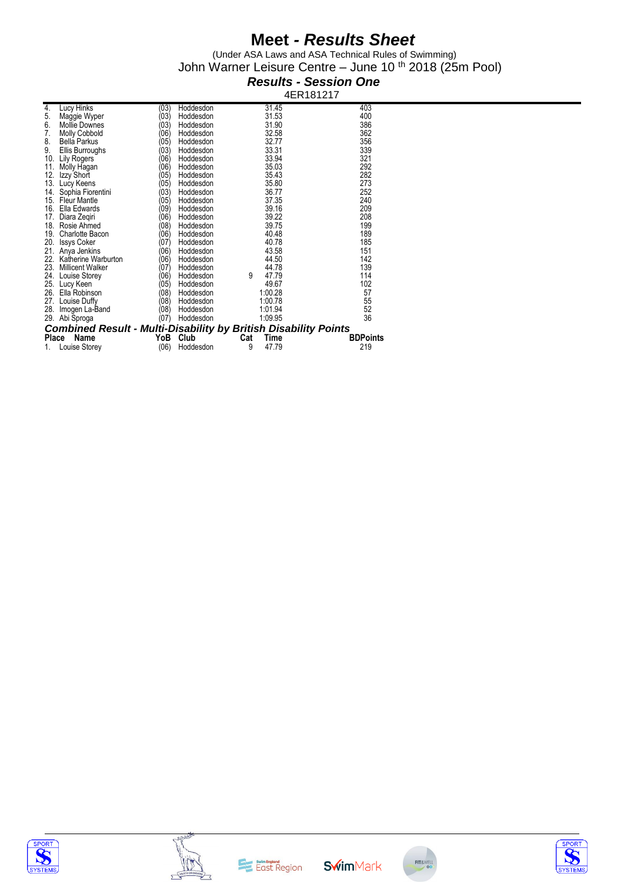# Meet - *Results Sheet*

(Under ASA Laws and ASA Technical Rules of Swimming)
John Warner Leisure Centre – June 10 th 2018 (25m Pool)

***Results - Session One***

4ER181217

| | | | | | | |
|---|---|---|---|---|---|---|
| 4. | Lucy Hinks | (03) | Hoddesdon | | 31.45 | 403 |
| 5. | Maggie Wyper | (03) | Hoddesdon | | 31.53 | 400 |
| 6. | Mollie Downes | (03) | Hoddesdon | | 31.90 | 386 |
| 7. | Molly Cobbold | (06) | Hoddesdon | | 32.58 | 362 |
| 8. | Bella Parkus | (05) | Hoddesdon | | 32.77 | 356 |
| 9. | Ellis Burroughs | (03) | Hoddesdon | | 33.31 | 339 |
| 10. | Lily Rogers | (06) | Hoddesdon | | 33.94 | 321 |
| 11. | Molly Hagan | (06) | Hoddesdon | | 35.03 | 292 |
| 12. | Izzy Short | (05) | Hoddesdon | | 35.43 | 282 |
| 13. | Lucy Keens | (05) | Hoddesdon | | 35.80 | 273 |
| 14. | Sophia Fiorentini | (03) | Hoddesdon | | 36.77 | 252 |
| 15. | Fleur Mantle | (05) | Hoddesdon | | 37.35 | 240 |
| 16. | Ella Edwards | (09) | Hoddesdon | | 39.16 | 209 |
| 17. | Diara Zeqiri | (06) | Hoddesdon | | 39.22 | 208 |
| 18. | Rosie Ahmed | (08) | Hoddesdon | | 39.75 | 199 |
| 19. | Charlotte Bacon | (06) | Hoddesdon | | 40.48 | 189 |
| 20. | Issys Coker | (07) | Hoddesdon | | 40.78 | 185 |
| 21. | Anya Jenkins | (06) | Hoddesdon | | 43.58 | 151 |
| 22. | Katherine Warburton | (06) | Hoddesdon | | 44.50 | 142 |
| 23. | Millicent Walker | (07) | Hoddesdon | | 44.78 | 139 |
| 24. | Louise Storey | (06) | Hoddesdon | 9 | 47.79 | 114 |
| 25. | Lucy Keen | (05) | Hoddesdon | | 49.67 | 102 |
| 26. | Ella Robinson | (08) | Hoddesdon | | 1:00.28 | 57 |
| 27. | Louise Duffy | (08) | Hoddesdon | | 1:00.78 | 55 |
| 28. | Imogen La-Band | (08) | Hoddesdon | | 1:01.94 | 52 |
| 29. | Abi Sproga | (07) | Hoddesdon | | 1:09.95 | 36 |

### *Combined Result - Multi-Disability by British Disability Points*

| Place | Name | YoB | Club | Cat | Time | BDPoints |
|---|---|---|---|---|---|---|
| 1. | Louise Storey | (06) | Hoddesdon | 9 | 47.79 | 219 |